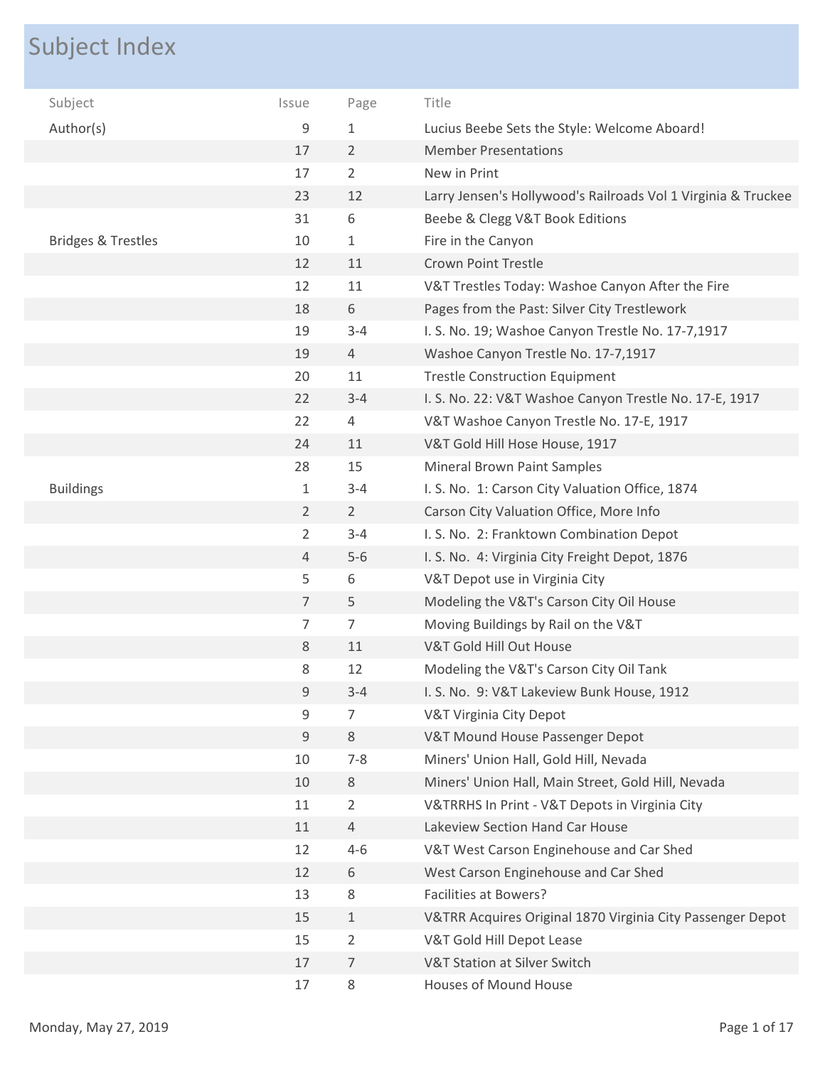# Subject Index

| Subject | Issue | Page | Title |
|---|---|---|---|
| Author(s) | 9 | 1 | Lucius Beebe Sets the Style: Welcome Aboard! |
| | 17 | 2 | Member Presentations |
| | 17 | 2 | New in Print |
| | 23 | 12 | Larry Jensen's Hollywood's Railroads Vol 1 Virginia & Truckee |
| | 31 | 6 | Beebe & Clegg V&T Book Editions |
| Bridges & Trestles | 10 | 1 | Fire in the Canyon |
| | 12 | 11 | Crown Point Trestle |
| | 12 | 11 | V&T Trestles Today: Washoe Canyon After the Fire |
| | 18 | 6 | Pages from the Past: Silver City Trestlework |
| | 19 | 3-4 | I. S. No. 19; Washoe Canyon Trestle No. 17-7,1917 |
| | 19 | 4 | Washoe Canyon Trestle No. 17-7,1917 |
| | 20 | 11 | Trestle Construction Equipment |
| | 22 | 3-4 | I. S. No. 22: V&T Washoe Canyon Trestle No. 17-E, 1917 |
| | 22 | 4 | V&T Washoe Canyon Trestle No. 17-E, 1917 |
| | 24 | 11 | V&T Gold Hill Hose House, 1917 |
| | 28 | 15 | Mineral Brown Paint Samples |
| Buildings | 1 | 3-4 | I. S. No. 1: Carson City Valuation Office, 1874 |
| | 2 | 2 | Carson City Valuation Office, More Info |
| | 2 | 3-4 | I. S. No. 2: Franktown Combination Depot |
| | 4 | 5-6 | I. S. No. 4: Virginia City Freight Depot, 1876 |
| | 5 | 6 | V&T Depot use in Virginia City |
| | 7 | 5 | Modeling the V&T's Carson City Oil House |
| | 7 | 7 | Moving Buildings by Rail on the V&T |
| | 8 | 11 | V&T Gold Hill Out House |
| | 8 | 12 | Modeling the V&T's Carson City Oil Tank |
| | 9 | 3-4 | I. S. No. 9: V&T Lakeview Bunk House, 1912 |
| | 9 | 7 | V&T Virginia City Depot |
| | 9 | 8 | V&T Mound House Passenger Depot |
| | 10 | 7-8 | Miners' Union Hall, Gold Hill, Nevada |
| | 10 | 8 | Miners' Union Hall, Main Street, Gold Hill, Nevada |
| | 11 | 2 | V&TRRHS In Print - V&T Depots in Virginia City |
| | 11 | 4 | Lakeview Section Hand Car House |
| | 12 | 4-6 | V&T West Carson Enginehouse and Car Shed |
| | 12 | 6 | West Carson Enginehouse and Car Shed |
| | 13 | 8 | Facilities at Bowers? |
| | 15 | 1 | V&TRR Acquires Original 1870 Virginia City Passenger Depot |
| | 15 | 2 | V&T Gold Hill Depot Lease |
| | 17 | 7 | V&T Station at Silver Switch |
| | 17 | 8 | Houses of Mound House |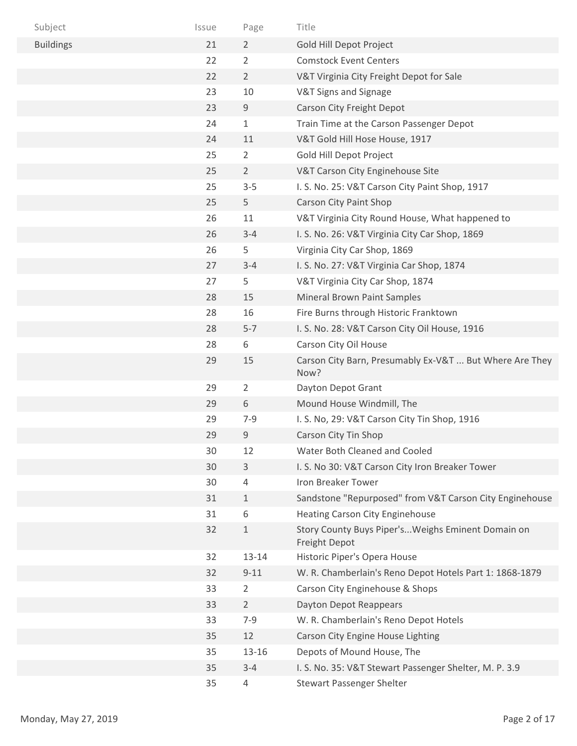| Subject | Issue | Page | Title |
| --- | --- | --- | --- |
| Buildings | 21 | 2 | Gold Hill Depot Project |
| | 22 | 2 | Comstock Event Centers |
| | 22 | 2 | V&T Virginia City Freight Depot for Sale |
| | 23 | 10 | V&T Signs and Signage |
| | 23 | 9 | Carson City Freight Depot |
| | 24 | 1 | Train Time at the Carson Passenger Depot |
| | 24 | 11 | V&T Gold Hill Hose House, 1917 |
| | 25 | 2 | Gold Hill Depot Project |
| | 25 | 2 | V&T Carson City Enginehouse Site |
| | 25 | 3-5 | I. S. No. 25: V&T Carson City Paint Shop, 1917 |
| | 25 | 5 | Carson City Paint Shop |
| | 26 | 11 | V&T Virginia City Round House, What happened to |
| | 26 | 3-4 | I. S. No. 26: V&T Virginia City Car Shop, 1869 |
| | 26 | 5 | Virginia City Car Shop, 1869 |
| | 27 | 3-4 | I. S. No. 27: V&T Virginia Car Shop, 1874 |
| | 27 | 5 | V&T Virginia City Car Shop, 1874 |
| | 28 | 15 | Mineral Brown Paint Samples |
| | 28 | 16 | Fire Burns through Historic Franktown |
| | 28 | 5-7 | I. S. No. 28: V&T Carson City Oil House, 1916 |
| | 28 | 6 | Carson City Oil House |
| | 29 | 15 | Carson City Barn, Presumably Ex-V&T ... But Where Are They Now? |
| | 29 | 2 | Dayton Depot Grant |
| | 29 | 6 | Mound House Windmill, The |
| | 29 | 7-9 | I. S. No, 29: V&T Carson City Tin Shop, 1916 |
| | 29 | 9 | Carson City Tin Shop |
| | 30 | 12 | Water Both Cleaned and Cooled |
| | 30 | 3 | I. S. No 30: V&T Carson City Iron Breaker Tower |
| | 30 | 4 | Iron Breaker Tower |
| | 31 | 1 | Sandstone "Repurposed" from V&T Carson City Enginehouse |
| | 31 | 6 | Heating Carson City Enginehouse |
| | 32 | 1 | Story County Buys Piper's...Weighs Eminent Domain on Freight Depot |
| | 32 | 13-14 | Historic Piper's Opera House |
| | 32 | 9-11 | W. R. Chamberlain's Reno Depot Hotels Part 1: 1868-1879 |
| | 33 | 2 | Carson City Enginehouse & Shops |
| | 33 | 2 | Dayton Depot Reappears |
| | 33 | 7-9 | W. R. Chamberlain's Reno Depot Hotels |
| | 35 | 12 | Carson City Engine House Lighting |
| | 35 | 13-16 | Depots of Mound House, The |
| | 35 | 3-4 | I. S. No. 35: V&T Stewart Passenger Shelter, M. P. 3.9 |
| | 35 | 4 | Stewart Passenger Shelter |

Monday, May 27, 2019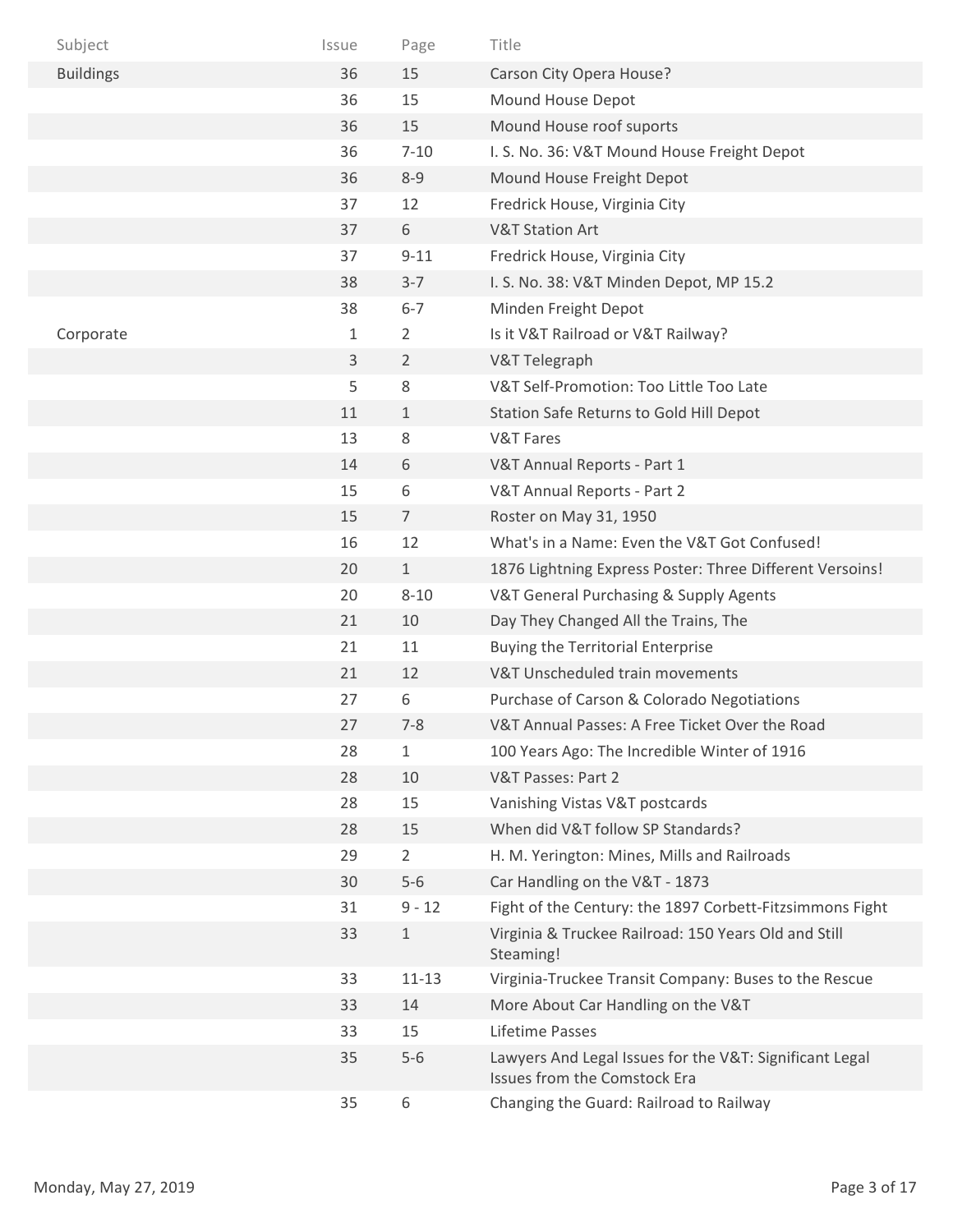| Subject | Issue | Page | Title |
|---|---|---|---|
| Buildings | 36 | 15 | Carson City Opera House? |
| | 36 | 15 | Mound House Depot |
| | 36 | 15 | Mound House roof suports |
| | 36 | 7-10 | I. S. No. 36: V&T Mound House Freight Depot |
| | 36 | 8-9 | Mound House Freight Depot |
| | 37 | 12 | Fredrick House, Virginia City |
| | 37 | 6 | V&T Station Art |
| | 37 | 9-11 | Fredrick House, Virginia City |
| | 38 | 3-7 | I. S. No. 38: V&T Minden Depot, MP 15.2 |
| | 38 | 6-7 | Minden Freight Depot |
| Corporate | 1 | 2 | Is it V&T Railroad or V&T Railway? |
| | 3 | 2 | V&T Telegraph |
| | 5 | 8 | V&T Self-Promotion: Too Little Too Late |
| | 11 | 1 | Station Safe Returns to Gold Hill Depot |
| | 13 | 8 | V&T Fares |
| | 14 | 6 | V&T Annual Reports - Part 1 |
| | 15 | 6 | V&T Annual Reports - Part 2 |
| | 15 | 7 | Roster on May 31, 1950 |
| | 16 | 12 | What's in a Name: Even the V&T Got Confused! |
| | 20 | 1 | 1876 Lightning Express Poster: Three Different Versoins! |
| | 20 | 8-10 | V&T General Purchasing & Supply Agents |
| | 21 | 10 | Day They Changed All the Trains, The |
| | 21 | 11 | Buying the Territorial Enterprise |
| | 21 | 12 | V&T Unscheduled train movements |
| | 27 | 6 | Purchase of Carson & Colorado Negotiations |
| | 27 | 7-8 | V&T Annual Passes: A Free Ticket Over the Road |
| | 28 | 1 | 100 Years Ago: The Incredible Winter of 1916 |
| | 28 | 10 | V&T Passes: Part 2 |
| | 28 | 15 | Vanishing Vistas V&T postcards |
| | 28 | 15 | When did V&T follow SP Standards? |
| | 29 | 2 | H. M. Yerington: Mines, Mills and Railroads |
| | 30 | 5-6 | Car Handling on the V&T - 1873 |
| | 31 | 9 - 12 | Fight of the Century: the 1897 Corbett-Fitzsimmons Fight |
| | 33 | 1 | Virginia & Truckee Railroad: 150 Years Old and Still Steaming! |
| | 33 | 11-13 | Virginia-Truckee Transit Company: Buses to the Rescue |
| | 33 | 14 | More About Car Handling on the V&T |
| | 33 | 15 | Lifetime Passes |
| | 35 | 5-6 | Lawyers And Legal Issues for the V&T: Significant Legal Issues from the Comstock Era |
| | 35 | 6 | Changing the Guard: Railroad to Railway |

Monday, May 27, 2019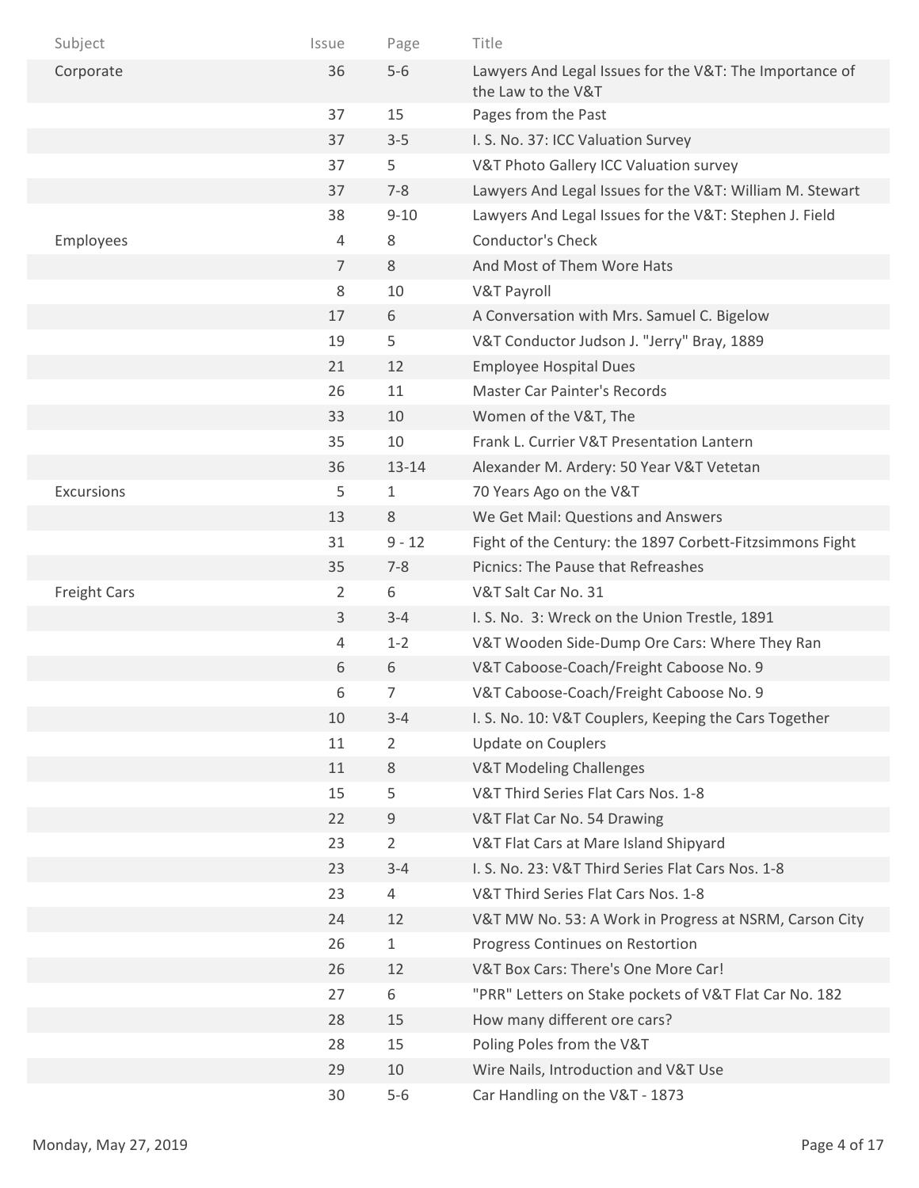| Subject | Issue | Page | Title |
|---|---|---|---|
| Corporate | 36 | 5-6 | Lawyers And Legal Issues for the V&T: The Importance of the Law to the V&T |
| | 37 | 15 | Pages from the Past |
| | 37 | 3-5 | I. S. No. 37: ICC Valuation Survey |
| | 37 | 5 | V&T Photo Gallery ICC Valuation survey |
| | 37 | 7-8 | Lawyers And Legal Issues for the V&T: William M. Stewart |
| | 38 | 9-10 | Lawyers And Legal Issues for the V&T: Stephen J. Field |
| Employees | 4 | 8 | Conductor's Check |
| | 7 | 8 | And Most of Them Wore Hats |
| | 8 | 10 | V&T Payroll |
| | 17 | 6 | A Conversation with Mrs. Samuel C. Bigelow |
| | 19 | 5 | V&T Conductor Judson J. "Jerry" Bray, 1889 |
| | 21 | 12 | Employee Hospital Dues |
| | 26 | 11 | Master Car Painter's Records |
| | 33 | 10 | Women of the V&T, The |
| | 35 | 10 | Frank L. Currier V&T Presentation Lantern |
| | 36 | 13-14 | Alexander M. Ardery: 50 Year V&T Vetetan |
| Excursions | 5 | 1 | 70 Years Ago on the V&T |
| | 13 | 8 | We Get Mail: Questions and Answers |
| | 31 | 9 - 12 | Fight of the Century: the 1897 Corbett-Fitzsimmons Fight |
| | 35 | 7-8 | Picnics: The Pause that Refreashes |
| Freight Cars | 2 | 6 | V&T Salt Car No. 31 |
| | 3 | 3-4 | I. S. No. 3: Wreck on the Union Trestle, 1891 |
| | 4 | 1-2 | V&T Wooden Side-Dump Ore Cars: Where They Ran |
| | 6 | 6 | V&T Caboose-Coach/Freight Caboose No. 9 |
| | 6 | 7 | V&T Caboose-Coach/Freight Caboose No. 9 |
| | 10 | 3-4 | I. S. No. 10: V&T Couplers, Keeping the Cars Together |
| | 11 | 2 | Update on Couplers |
| | 11 | 8 | V&T Modeling Challenges |
| | 15 | 5 | V&T Third Series Flat Cars Nos. 1-8 |
| | 22 | 9 | V&T Flat Car No. 54 Drawing |
| | 23 | 2 | V&T Flat Cars at Mare Island Shipyard |
| | 23 | 3-4 | I. S. No. 23: V&T Third Series Flat Cars Nos. 1-8 |
| | 23 | 4 | V&T Third Series Flat Cars Nos. 1-8 |
| | 24 | 12 | V&T MW No. 53: A Work in Progress at NSRM, Carson City |
| | 26 | 1 | Progress Continues on Restortion |
| | 26 | 12 | V&T Box Cars: There's One More Car! |
| | 27 | 6 | "PRR" Letters on Stake pockets of V&T Flat Car No. 182 |
| | 28 | 15 | How many different ore cars? |
| | 28 | 15 | Poling Poles from the V&T |
| | 29 | 10 | Wire Nails, Introduction and V&T Use |
| | 30 | 5-6 | Car Handling on the V&T - 1873 |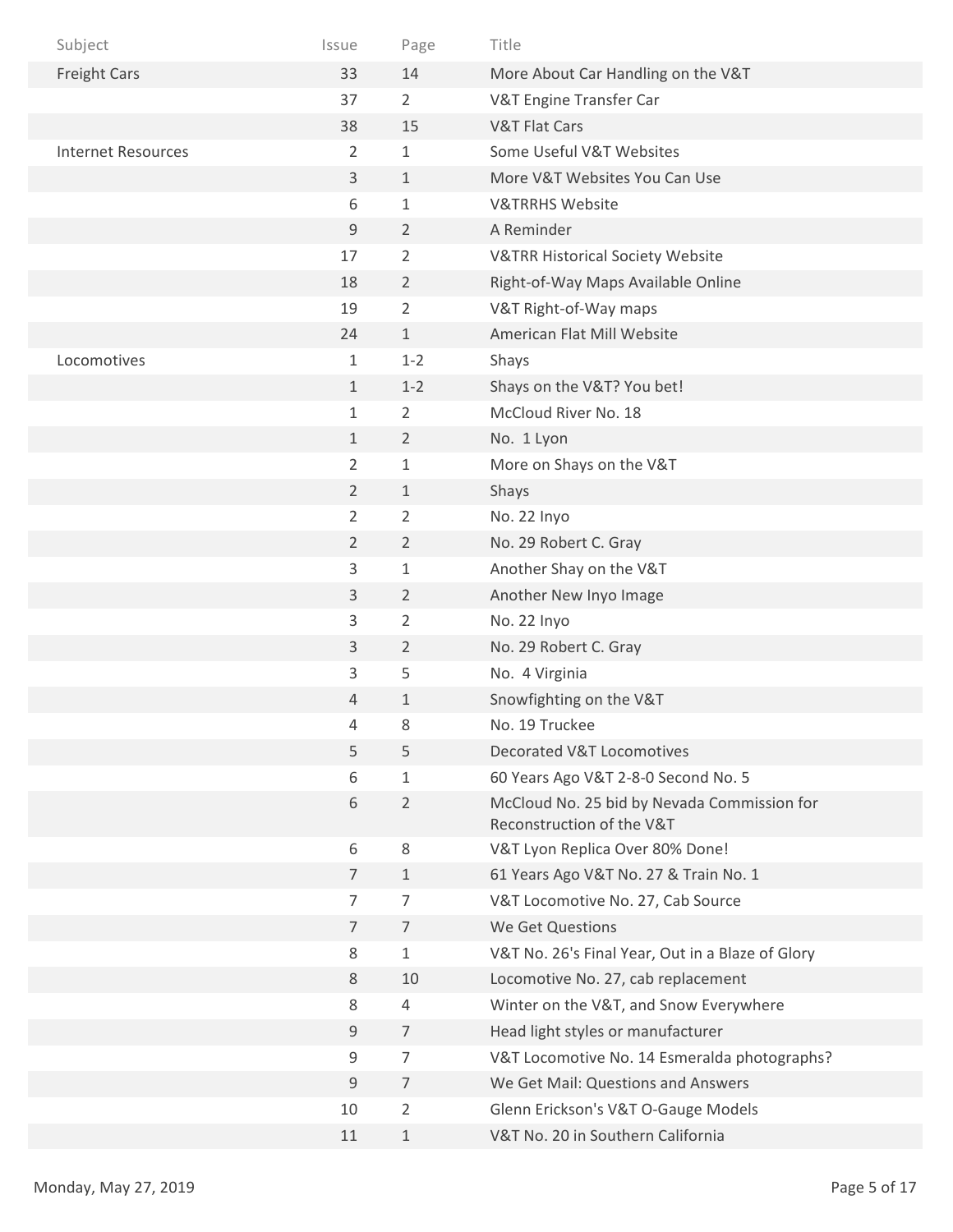| Subject | Issue | Page | Title |
|---|---|---|---|
| Freight Cars | 33 | 14 | More About Car Handling on the V&T |
| | 37 | 2 | V&T Engine Transfer Car |
| | 38 | 15 | V&T Flat Cars |
| Internet Resources | 2 | 1 | Some Useful V&T Websites |
| | 3 | 1 | More V&T Websites You Can Use |
| | 6 | 1 | V&TRRHS Website |
| | 9 | 2 | A Reminder |
| | 17 | 2 | V&TRR Historical Society Website |
| | 18 | 2 | Right-of-Way Maps Available Online |
| | 19 | 2 | V&T Right-of-Way maps |
| | 24 | 1 | American Flat Mill Website |
| Locomotives | 1 | 1-2 | Shays |
| | 1 | 1-2 | Shays on the V&T? You bet! |
| | 1 | 2 | McCloud River No. 18 |
| | 1 | 2 | No. 1 Lyon |
| | 2 | 1 | More on Shays on the V&T |
| | 2 | 1 | Shays |
| | 2 | 2 | No. 22 Inyo |
| | 2 | 2 | No. 29 Robert C. Gray |
| | 3 | 1 | Another Shay on the V&T |
| | 3 | 2 | Another New Inyo Image |
| | 3 | 2 | No. 22 Inyo |
| | 3 | 2 | No. 29 Robert C. Gray |
| | 3 | 5 | No. 4 Virginia |
| | 4 | 1 | Snowfighting on the V&T |
| | 4 | 8 | No. 19 Truckee |
| | 5 | 5 | Decorated V&T Locomotives |
| | 6 | 1 | 60 Years Ago V&T 2-8-0 Second No. 5 |
| | 6 | 2 | McCloud No. 25 bid by Nevada Commission for Reconstruction of the V&T |
| | 6 | 8 | V&T Lyon Replica Over 80% Done! |
| | 7 | 1 | 61 Years Ago V&T No. 27 & Train No. 1 |
| | 7 | 7 | V&T Locomotive No. 27, Cab Source |
| | 7 | 7 | We Get Questions |
| | 8 | 1 | V&T No. 26's Final Year, Out in a Blaze of Glory |
| | 8 | 10 | Locomotive No. 27, cab replacement |
| | 8 | 4 | Winter on the V&T, and Snow Everywhere |
| | 9 | 7 | Head light styles or manufacturer |
| | 9 | 7 | V&T Locomotive No. 14 Esmeralda photographs? |
| | 9 | 7 | We Get Mail: Questions and Answers |
| | 10 | 2 | Glenn Erickson's V&T O-Gauge Models |
| | 11 | 1 | V&T No. 20 in Southern California |

Monday, May 27, 2019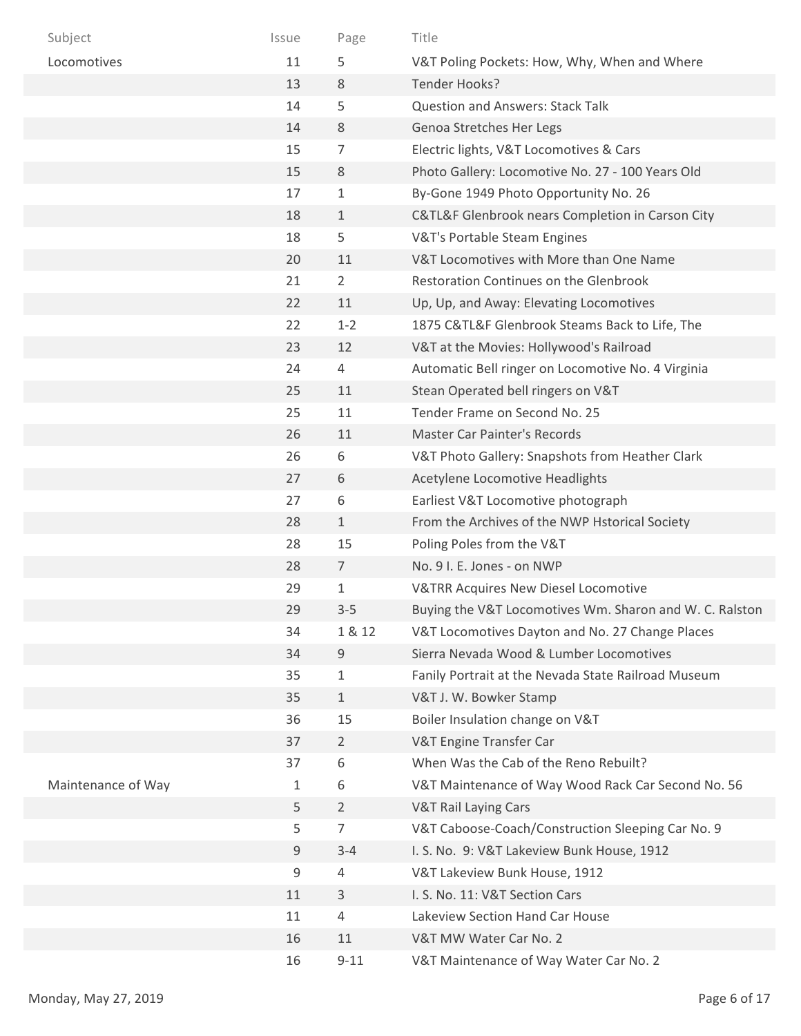| Subject | Issue | Page | Title |
|---|---|---|---|
| Locomotives | 11 | 5 | V&T Poling Pockets: How, Why, When and Where |
| | 13 | 8 | Tender Hooks? |
| | 14 | 5 | Question and Answers: Stack Talk |
| | 14 | 8 | Genoa Stretches Her Legs |
| | 15 | 7 | Electric lights, V&T Locomotives & Cars |
| | 15 | 8 | Photo Gallery: Locomotive No. 27 - 100 Years Old |
| | 17 | 1 | By-Gone 1949 Photo Opportunity No. 26 |
| | 18 | 1 | C&TL&F Glenbrook nears Completion in Carson City |
| | 18 | 5 | V&T's Portable Steam Engines |
| | 20 | 11 | V&T Locomotives with More than One Name |
| | 21 | 2 | Restoration Continues on the Glenbrook |
| | 22 | 11 | Up, Up, and Away: Elevating Locomotives |
| | 22 | 1-2 | 1875 C&TL&F Glenbrook Steams Back to Life, The |
| | 23 | 12 | V&T at the Movies: Hollywood's Railroad |
| | 24 | 4 | Automatic Bell ringer on Locomotive No. 4 Virginia |
| | 25 | 11 | Stean Operated bell ringers on V&T |
| | 25 | 11 | Tender Frame on Second No. 25 |
| | 26 | 11 | Master Car Painter's Records |
| | 26 | 6 | V&T Photo Gallery: Snapshots from Heather Clark |
| | 27 | 6 | Acetylene Locomotive Headlights |
| | 27 | 6 | Earliest V&T Locomotive photograph |
| | 28 | 1 | From the Archives of the NWP Hstorical Society |
| | 28 | 15 | Poling Poles from the V&T |
| | 28 | 7 | No. 9 I. E. Jones - on NWP |
| | 29 | 1 | V&TRR Acquires New Diesel Locomotive |
| | 29 | 3-5 | Buying the V&T Locomotives Wm. Sharon and W. C. Ralston |
| | 34 | 1 & 12 | V&T Locomotives Dayton and No. 27 Change Places |
| | 34 | 9 | Sierra Nevada Wood & Lumber Locomotives |
| | 35 | 1 | Fanily Portrait at the Nevada State Railroad Museum |
| | 35 | 1 | V&T J. W. Bowker Stamp |
| | 36 | 15 | Boiler Insulation change on V&T |
| | 37 | 2 | V&T Engine Transfer Car |
| | 37 | 6 | When Was the Cab of the Reno Rebuilt? |
| Maintenance of Way | 1 | 6 | V&T Maintenance of Way Wood Rack Car Second No. 56 |
| | 5 | 2 | V&T Rail Laying Cars |
| | 5 | 7 | V&T Caboose-Coach/Construction Sleeping Car No. 9 |
| | 9 | 3-4 | I. S. No. 9: V&T Lakeview Bunk House, 1912 |
| | 9 | 4 | V&T Lakeview Bunk House, 1912 |
| | 11 | 3 | I. S. No. 11: V&T Section Cars |
| | 11 | 4 | Lakeview Section Hand Car House |
| | 16 | 11 | V&T MW Water Car No. 2 |
| | 16 | 9-11 | V&T Maintenance of Way Water Car No. 2 |

Monday, May 27, 2019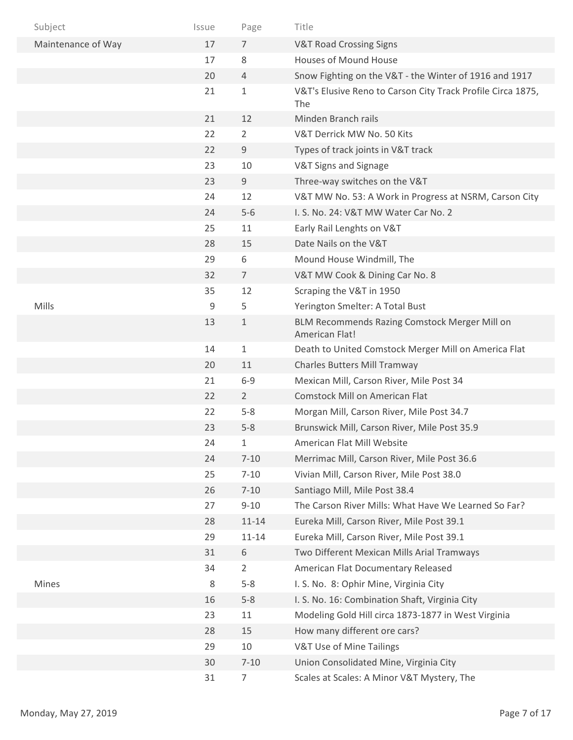| Subject | Issue | Page | Title |
| --- | --- | --- | --- |
| Maintenance of Way | 17 | 7 | V&T Road Crossing Signs |
| | 17 | 8 | Houses of Mound House |
| | 20 | 4 | Snow Fighting on the V&T - the Winter of 1916 and 1917 |
| | 21 | 1 | V&T's Elusive Reno to Carson City Track Profile Circa 1875, The |
| | 21 | 12 | Minden Branch rails |
| | 22 | 2 | V&T Derrick MW No. 50 Kits |
| | 22 | 9 | Types of track joints in V&T track |
| | 23 | 10 | V&T Signs and Signage |
| | 23 | 9 | Three-way switches on the V&T |
| | 24 | 12 | V&T MW No. 53: A Work in Progress at NSRM, Carson City |
| | 24 | 5-6 | I. S. No. 24: V&T MW Water Car No. 2 |
| | 25 | 11 | Early Rail Lenghts on V&T |
| | 28 | 15 | Date Nails on the V&T |
| | 29 | 6 | Mound House Windmill, The |
| | 32 | 7 | V&T MW Cook & Dining Car No. 8 |
| | 35 | 12 | Scraping the V&T in 1950 |
| Mills | 9 | 5 | Yerington Smelter: A Total Bust |
| | 13 | 1 | BLM Recommends Razing Comstock Merger Mill on American Flat! |
| | 14 | 1 | Death to United Comstock Merger Mill on America Flat |
| | 20 | 11 | Charles Butters Mill Tramway |
| | 21 | 6-9 | Mexican Mill, Carson River, Mile Post 34 |
| | 22 | 2 | Comstock Mill on American Flat |
| | 22 | 5-8 | Morgan Mill, Carson River, Mile Post 34.7 |
| | 23 | 5-8 | Brunswick Mill, Carson River, Mile Post 35.9 |
| | 24 | 1 | American Flat Mill Website |
| | 24 | 7-10 | Merrimac Mill, Carson River, Mile Post 36.6 |
| | 25 | 7-10 | Vivian Mill, Carson River, Mile Post 38.0 |
| | 26 | 7-10 | Santiago Mill, Mile Post 38.4 |
| | 27 | 9-10 | The Carson River Mills: What Have We Learned So Far? |
| | 28 | 11-14 | Eureka Mill, Carson River, Mile Post 39.1 |
| | 29 | 11-14 | Eureka Mill, Carson River, Mile Post 39.1 |
| | 31 | 6 | Two Different Mexican Mills Arial Tramways |
| | 34 | 2 | American Flat Documentary Released |
| Mines | 8 | 5-8 | I. S. No. 8: Ophir Mine, Virginia City |
| | 16 | 5-8 | I. S. No. 16: Combination Shaft, Virginia City |
| | 23 | 11 | Modeling Gold Hill circa 1873-1877 in West Virginia |
| | 28 | 15 | How many different ore cars? |
| | 29 | 10 | V&T Use of Mine Tailings |
| | 30 | 7-10 | Union Consolidated Mine, Virginia City |
| | 31 | 7 | Scales at Scales: A Minor V&T Mystery, The |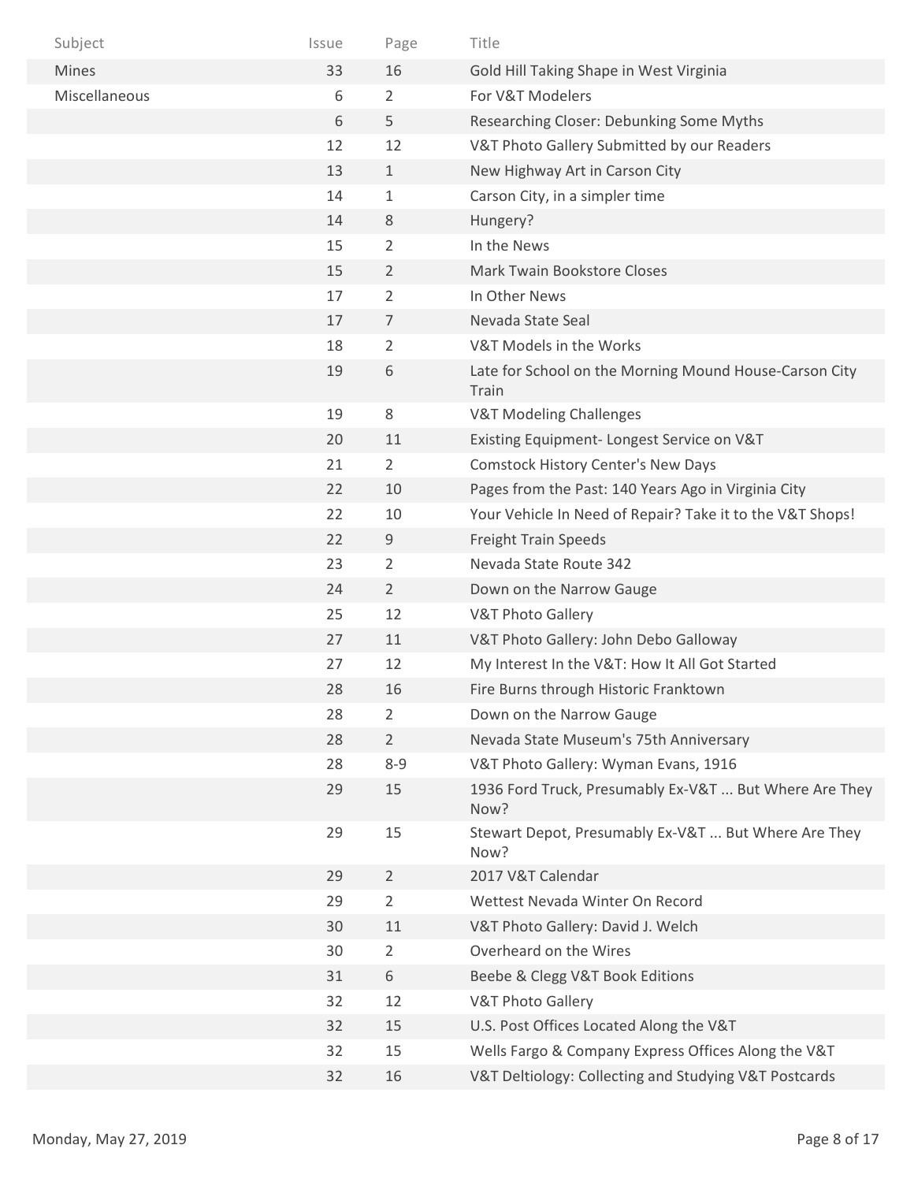| Subject | Issue | Page | Title |
|---|---|---|---|
| Mines | 33 | 16 | Gold Hill Taking Shape in West Virginia |
| Miscellaneous | 6 | 2 | For V&T Modelers |
| | 6 | 5 | Researching Closer: Debunking Some Myths |
| | 12 | 12 | V&T Photo Gallery Submitted by our Readers |
| | 13 | 1 | New Highway Art in Carson City |
| | 14 | 1 | Carson City, in a simpler time |
| | 14 | 8 | Hungery? |
| | 15 | 2 | In the News |
| | 15 | 2 | Mark Twain Bookstore Closes |
| | 17 | 2 | In Other News |
| | 17 | 7 | Nevada State Seal |
| | 18 | 2 | V&T Models in the Works |
| | 19 | 6 | Late for School on the Morning Mound House-Carson City Train |
| | 19 | 8 | V&T Modeling Challenges |
| | 20 | 11 | Existing Equipment- Longest Service on V&T |
| | 21 | 2 | Comstock History Center's New Days |
| | 22 | 10 | Pages from the Past: 140 Years Ago in Virginia City |
| | 22 | 10 | Your Vehicle In Need of Repair? Take it to the V&T Shops! |
| | 22 | 9 | Freight Train Speeds |
| | 23 | 2 | Nevada State Route 342 |
| | 24 | 2 | Down on the Narrow Gauge |
| | 25 | 12 | V&T Photo Gallery |
| | 27 | 11 | V&T Photo Gallery: John Debo Galloway |
| | 27 | 12 | My Interest In the V&T: How It All Got Started |
| | 28 | 16 | Fire Burns through Historic Franktown |
| | 28 | 2 | Down on the Narrow Gauge |
| | 28 | 2 | Nevada State Museum's 75th Anniversary |
| | 28 | 8-9 | V&T Photo Gallery: Wyman Evans, 1916 |
| | 29 | 15 | 1936 Ford Truck, Presumably Ex-V&T ... But Where Are They Now? |
| | 29 | 15 | Stewart Depot, Presumably Ex-V&T ... But Where Are They Now? |
| | 29 | 2 | 2017 V&T Calendar |
| | 29 | 2 | Wettest Nevada Winter On Record |
| | 30 | 11 | V&T Photo Gallery: David J. Welch |
| | 30 | 2 | Overheard on the Wires |
| | 31 | 6 | Beebe & Clegg V&T Book Editions |
| | 32 | 12 | V&T Photo Gallery |
| | 32 | 15 | U.S. Post Offices Located Along the V&T |
| | 32 | 15 | Wells Fargo & Company Express Offices Along the V&T |
| | 32 | 16 | V&T Deltiology: Collecting and Studying V&T Postcards |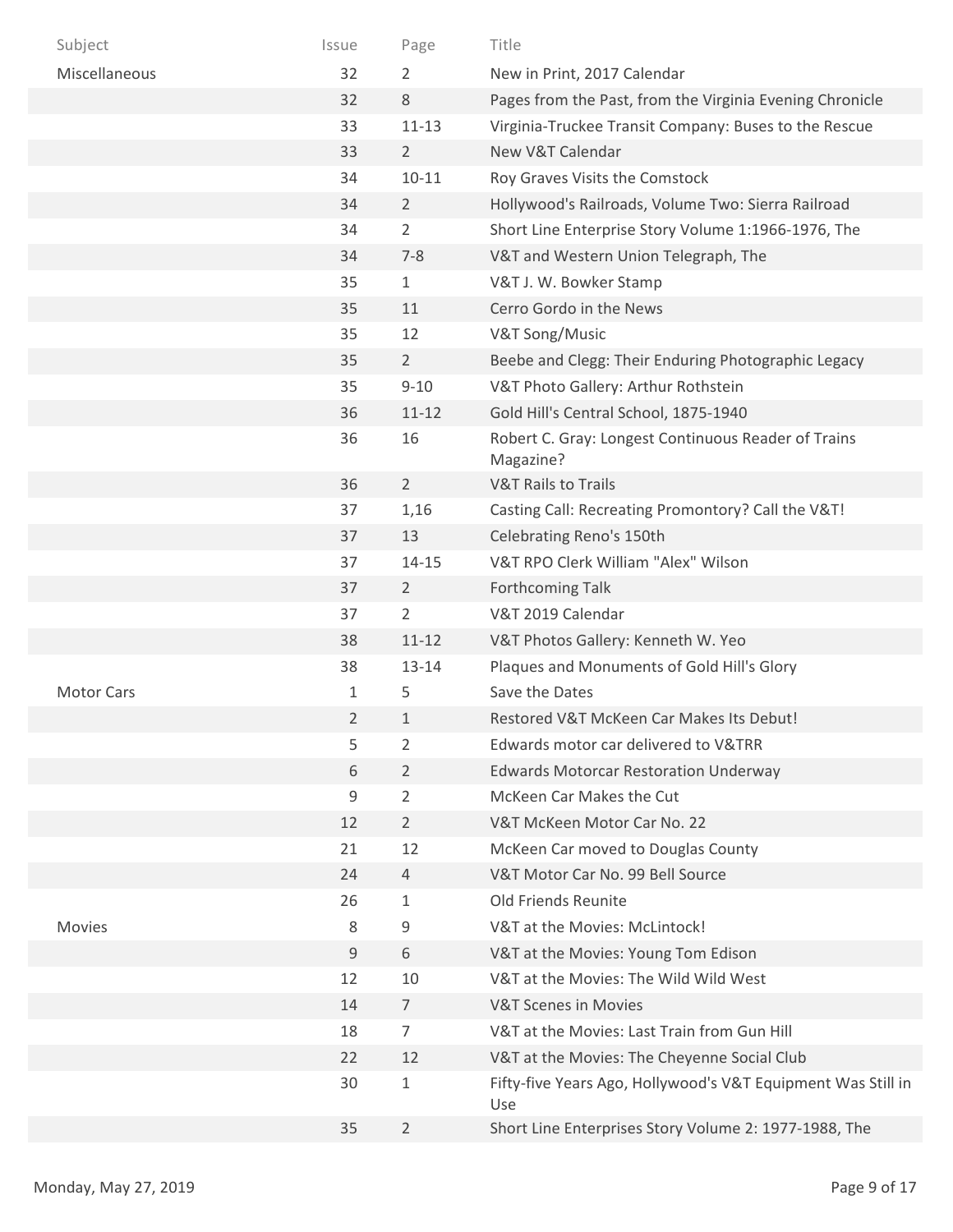| Subject | Issue | Page | Title |
|---|---|---|---|
| Miscellaneous | 32 | 2 | New in Print, 2017 Calendar |
| | 32 | 8 | Pages from the Past, from the Virginia Evening Chronicle |
| | 33 | 11-13 | Virginia-Truckee Transit Company: Buses to the Rescue |
| | 33 | 2 | New V&T Calendar |
| | 34 | 10-11 | Roy Graves Visits the Comstock |
| | 34 | 2 | Hollywood's Railroads, Volume Two: Sierra Railroad |
| | 34 | 2 | Short Line Enterprise Story Volume 1:1966-1976, The |
| | 34 | 7-8 | V&T and Western Union Telegraph, The |
| | 35 | 1 | V&T J. W. Bowker Stamp |
| | 35 | 11 | Cerro Gordo in the News |
| | 35 | 12 | V&T Song/Music |
| | 35 | 2 | Beebe and Clegg: Their Enduring Photographic Legacy |
| | 35 | 9-10 | V&T Photo Gallery: Arthur Rothstein |
| | 36 | 11-12 | Gold Hill's Central School, 1875-1940 |
| | 36 | 16 | Robert C. Gray: Longest Continuous Reader of Trains Magazine? |
| | 36 | 2 | V&T Rails to Trails |
| | 37 | 1,16 | Casting Call: Recreating Promontory? Call the V&T! |
| | 37 | 13 | Celebrating Reno's 150th |
| | 37 | 14-15 | V&T RPO Clerk William "Alex" Wilson |
| | 37 | 2 | Forthcoming Talk |
| | 37 | 2 | V&T 2019 Calendar |
| | 38 | 11-12 | V&T Photos Gallery: Kenneth W. Yeo |
| | 38 | 13-14 | Plaques and Monuments of Gold Hill's Glory |
| Motor Cars | 1 | 5 | Save the Dates |
| | 2 | 1 | Restored V&T McKeen Car Makes Its Debut! |
| | 5 | 2 | Edwards motor car delivered to V&TRR |
| | 6 | 2 | Edwards Motorcar Restoration Underway |
| | 9 | 2 | McKeen Car Makes the Cut |
| | 12 | 2 | V&T McKeen Motor Car No. 22 |
| | 21 | 12 | McKeen Car moved to Douglas County |
| | 24 | 4 | V&T Motor Car No. 99 Bell Source |
| | 26 | 1 | Old Friends Reunite |
| Movies | 8 | 9 | V&T at the Movies: McLintock! |
| | 9 | 6 | V&T at the Movies: Young Tom Edison |
| | 12 | 10 | V&T at the Movies: The Wild Wild West |
| | 14 | 7 | V&T Scenes in Movies |
| | 18 | 7 | V&T at the Movies: Last Train from Gun Hill |
| | 22 | 12 | V&T at the Movies: The Cheyenne Social Club |
| | 30 | 1 | Fifty-five Years Ago, Hollywood's V&T Equipment Was Still in Use |
| | 35 | 2 | Short Line Enterprises Story Volume 2: 1977-1988, The |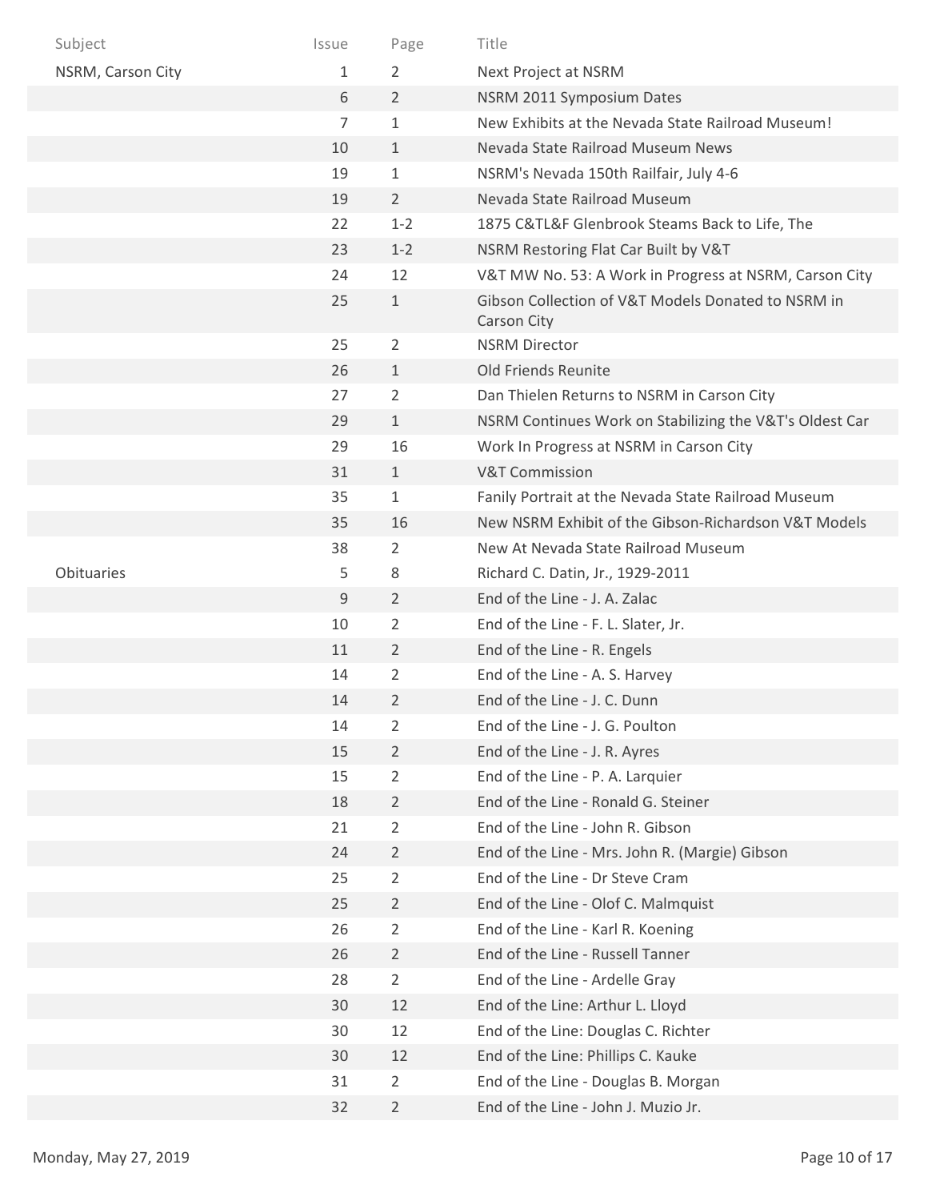| Subject | Issue | Page | Title |
| --- | --- | --- | --- |
| NSRM, Carson City | 1 | 2 | Next Project at NSRM |
| | 6 | 2 | NSRM 2011 Symposium Dates |
| | 7 | 1 | New Exhibits at the Nevada State Railroad Museum! |
| | 10 | 1 | Nevada State Railroad Museum News |
| | 19 | 1 | NSRM's Nevada 150th Railfair, July 4-6 |
| | 19 | 2 | Nevada State Railroad Museum |
| | 22 | 1-2 | 1875 C&TL&F Glenbrook Steams Back to Life, The |
| | 23 | 1-2 | NSRM Restoring Flat Car Built by V&T |
| | 24 | 12 | V&T MW No. 53: A Work in Progress at NSRM, Carson City |
| | 25 | 1 | Gibson Collection of V&T Models Donated to NSRM in Carson City |
| | 25 | 2 | NSRM Director |
| | 26 | 1 | Old Friends Reunite |
| | 27 | 2 | Dan Thielen Returns to NSRM in Carson City |
| | 29 | 1 | NSRM Continues Work on Stabilizing the V&T's Oldest Car |
| | 29 | 16 | Work In Progress at NSRM in Carson City |
| | 31 | 1 | V&T Commission |
| | 35 | 1 | Fanily Portrait at the Nevada State Railroad Museum |
| | 35 | 16 | New NSRM Exhibit of the Gibson-Richardson V&T Models |
| | 38 | 2 | New At Nevada State Railroad Museum |
| Obituaries | 5 | 8 | Richard C. Datin, Jr., 1929-2011 |
| | 9 | 2 | End of the Line - J. A. Zalac |
| | 10 | 2 | End of the Line - F. L. Slater, Jr. |
| | 11 | 2 | End of the Line - R. Engels |
| | 14 | 2 | End of the Line - A. S. Harvey |
| | 14 | 2 | End of the Line - J. C. Dunn |
| | 14 | 2 | End of the Line - J. G. Poulton |
| | 15 | 2 | End of the Line - J. R. Ayres |
| | 15 | 2 | End of the Line - P. A. Larquier |
| | 18 | 2 | End of the Line - Ronald G. Steiner |
| | 21 | 2 | End of the Line - John R. Gibson |
| | 24 | 2 | End of the Line - Mrs. John R. (Margie) Gibson |
| | 25 | 2 | End of the Line - Dr Steve Cram |
| | 25 | 2 | End of the Line - Olof C. Malmquist |
| | 26 | 2 | End of the Line - Karl R. Koening |
| | 26 | 2 | End of the Line - Russell Tanner |
| | 28 | 2 | End of the Line - Ardelle Gray |
| | 30 | 12 | End of the Line: Arthur L. Lloyd |
| | 30 | 12 | End of the Line: Douglas C. Richter |
| | 30 | 12 | End of the Line: Phillips C. Kauke |
| | 31 | 2 | End of the Line - Douglas B. Morgan |
| | 32 | 2 | End of the Line - John J. Muzio Jr. |

Monday, May 27, 2019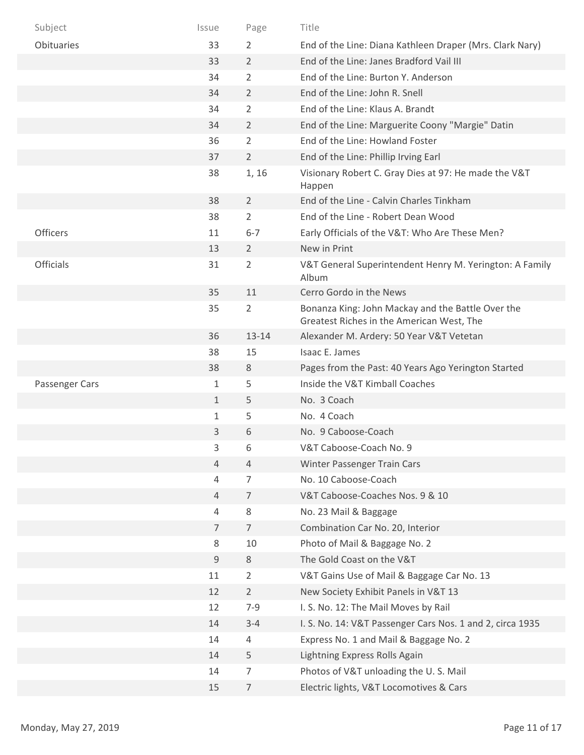| Subject | Issue | Page | Title |
| --- | --- | --- | --- |
| Obituaries | 33 | 2 | End of the Line: Diana Kathleen Draper (Mrs. Clark Nary) |
| | 33 | 2 | End of the Line: Janes Bradford Vail III |
| | 34 | 2 | End of the Line: Burton Y. Anderson |
| | 34 | 2 | End of the Line: John R. Snell |
| | 34 | 2 | End of the Line: Klaus A. Brandt |
| | 34 | 2 | End of the Line: Marguerite Coony "Margie" Datin |
| | 36 | 2 | End of the Line: Howland Foster |
| | 37 | 2 | End of the Line: Phillip Irving Earl |
| | 38 | 1, 16 | Visionary Robert C. Gray Dies at 97: He made the V&T Happen |
| | 38 | 2 | End of the Line - Calvin Charles Tinkham |
| | 38 | 2 | End of the Line - Robert Dean Wood |
| Officers | 11 | 6-7 | Early Officials of the V&T: Who Are These Men? |
| | 13 | 2 | New in Print |
| Officials | 31 | 2 | V&T General Superintendent Henry M. Yerington: A Family Album |
| | 35 | 11 | Cerro Gordo in the News |
| | 35 | 2 | Bonanza King: John Mackay and the Battle Over the Greatest Riches in the American West, The |
| | 36 | 13-14 | Alexander M. Ardery: 50 Year V&T Vetetan |
| | 38 | 15 | Isaac E. James |
| | 38 | 8 | Pages from the Past: 40 Years Ago Yerington Started |
| Passenger Cars | 1 | 5 | Inside the V&T Kimball Coaches |
| | 1 | 5 | No. 3 Coach |
| | 1 | 5 | No. 4 Coach |
| | 3 | 6 | No. 9 Caboose-Coach |
| | 3 | 6 | V&T Caboose-Coach No. 9 |
| | 4 | 4 | Winter Passenger Train Cars |
| | 4 | 7 | No. 10 Caboose-Coach |
| | 4 | 7 | V&T Caboose-Coaches Nos. 9 & 10 |
| | 4 | 8 | No. 23 Mail & Baggage |
| | 7 | 7 | Combination Car No. 20, Interior |
| | 8 | 10 | Photo of Mail & Baggage No. 2 |
| | 9 | 8 | The Gold Coast on the V&T |
| | 11 | 2 | V&T Gains Use of Mail & Baggage Car No. 13 |
| | 12 | 2 | New Society Exhibit Panels in V&T 13 |
| | 12 | 7-9 | I. S. No. 12: The Mail Moves by Rail |
| | 14 | 3-4 | I. S. No. 14: V&T Passenger Cars Nos. 1 and 2, circa 1935 |
| | 14 | 4 | Express No. 1 and Mail & Baggage No. 2 |
| | 14 | 5 | Lightning Express Rolls Again |
| | 14 | 7 | Photos of V&T unloading the U. S. Mail |
| | 15 | 7 | Electric lights, V&T Locomotives & Cars |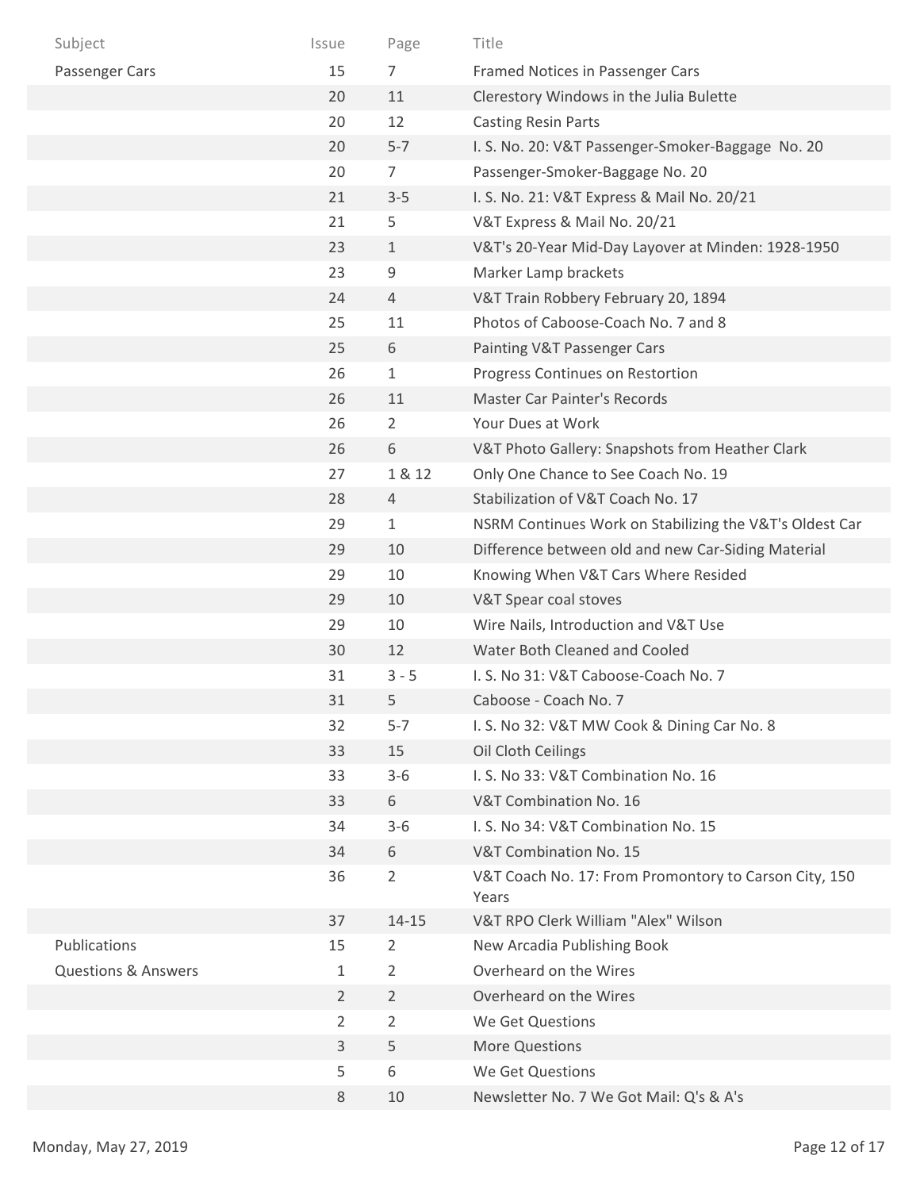| Subject | Issue | Page | Title |
|---|---|---|---|
| Passenger Cars | 15 | 7 | Framed Notices in Passenger Cars |
| | 20 | 11 | Clerestory Windows in the Julia Bulette |
| | 20 | 12 | Casting Resin Parts |
| | 20 | 5-7 | I. S. No. 20: V&T Passenger-Smoker-Baggage No. 20 |
| | 20 | 7 | Passenger-Smoker-Baggage No. 20 |
| | 21 | 3-5 | I. S. No. 21: V&T Express & Mail No. 20/21 |
| | 21 | 5 | V&T Express & Mail No. 20/21 |
| | 23 | 1 | V&T's 20-Year Mid-Day Layover at Minden: 1928-1950 |
| | 23 | 9 | Marker Lamp brackets |
| | 24 | 4 | V&T Train Robbery February 20, 1894 |
| | 25 | 11 | Photos of Caboose-Coach No. 7 and 8 |
| | 25 | 6 | Painting V&T Passenger Cars |
| | 26 | 1 | Progress Continues on Restortion |
| | 26 | 11 | Master Car Painter's Records |
| | 26 | 2 | Your Dues at Work |
| | 26 | 6 | V&T Photo Gallery: Snapshots from Heather Clark |
| | 27 | 1 & 12 | Only One Chance to See Coach No. 19 |
| | 28 | 4 | Stabilization of V&T Coach No. 17 |
| | 29 | 1 | NSRM Continues Work on Stabilizing the V&T's Oldest Car |
| | 29 | 10 | Difference between old and new Car-Siding Material |
| | 29 | 10 | Knowing When V&T Cars Where Resided |
| | 29 | 10 | V&T Spear coal stoves |
| | 29 | 10 | Wire Nails, Introduction and V&T Use |
| | 30 | 12 | Water Both Cleaned and Cooled |
| | 31 | 3 - 5 | I. S. No 31: V&T Caboose-Coach No. 7 |
| | 31 | 5 | Caboose - Coach No. 7 |
| | 32 | 5-7 | I. S. No 32: V&T MW Cook & Dining Car No. 8 |
| | 33 | 15 | Oil Cloth Ceilings |
| | 33 | 3-6 | I. S. No 33: V&T Combination No. 16 |
| | 33 | 6 | V&T Combination No. 16 |
| | 34 | 3-6 | I. S. No 34: V&T Combination No. 15 |
| | 34 | 6 | V&T Combination No. 15 |
| | 36 | 2 | V&T Coach No. 17: From Promontory to Carson City, 150 Years |
| | 37 | 14-15 | V&T RPO Clerk William "Alex" Wilson |
| Publications | 15 | 2 | New Arcadia Publishing Book |
| Questions & Answers | 1 | 2 | Overheard on the Wires |
| | 2 | 2 | Overheard on the Wires |
| | 2 | 2 | We Get Questions |
| | 3 | 5 | More Questions |
| | 5 | 6 | We Get Questions |
| | 8 | 10 | Newsletter No. 7 We Got Mail: Q's & A's |

Monday, May 27, 2019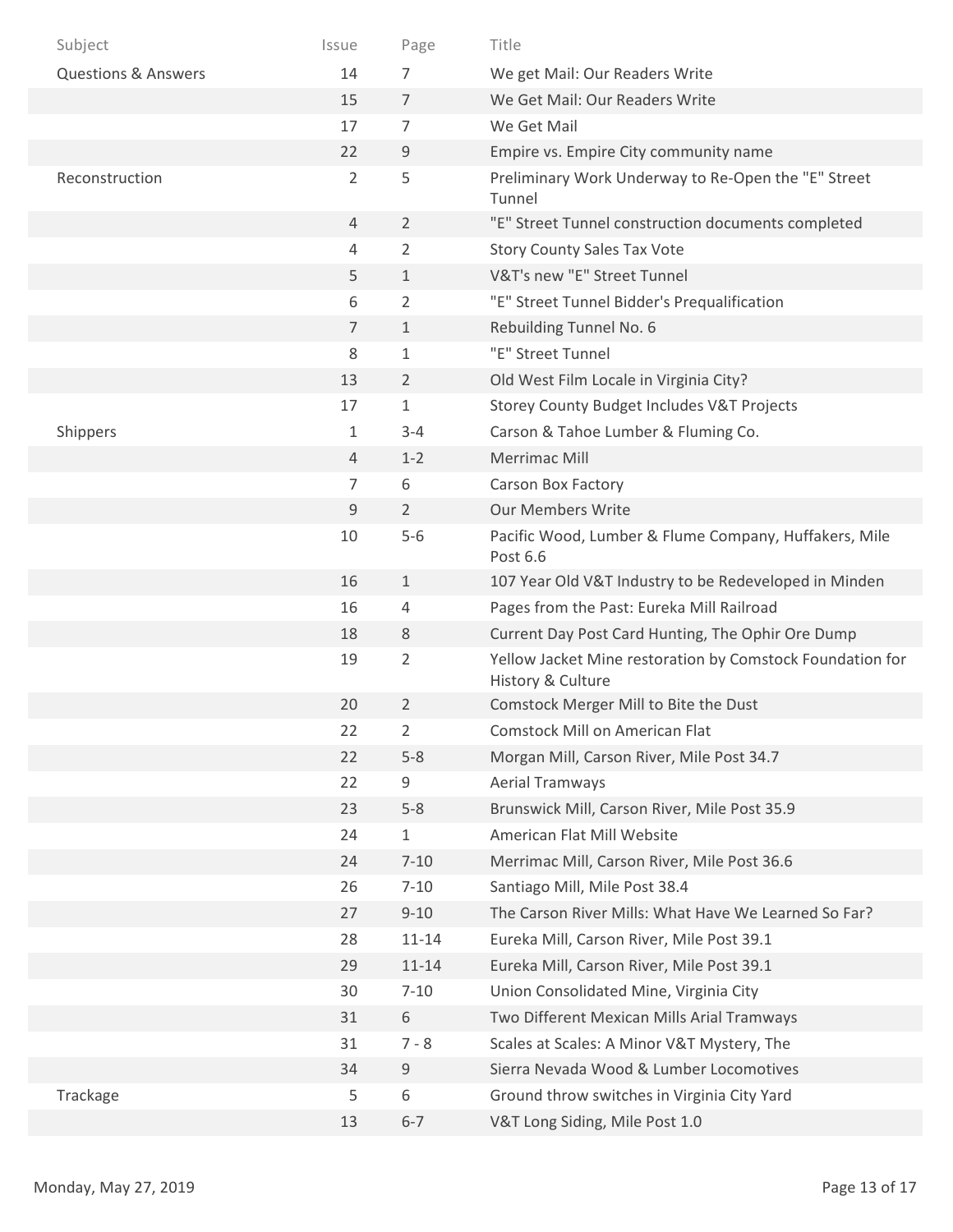| Subject | Issue | Page | Title |
| --- | --- | --- | --- |
| Questions & Answers | 14 | 7 | We get Mail: Our Readers Write |
| | 15 | 7 | We Get Mail: Our Readers Write |
| | 17 | 7 | We Get Mail |
| | 22 | 9 | Empire vs. Empire City community name |
| Reconstruction | 2 | 5 | Preliminary Work Underway to Re-Open the "E" Street Tunnel |
| | 4 | 2 | "E" Street Tunnel construction documents completed |
| | 4 | 2 | Story County Sales Tax Vote |
| | 5 | 1 | V&T's new "E" Street Tunnel |
| | 6 | 2 | "E" Street Tunnel Bidder's Prequalification |
| | 7 | 1 | Rebuilding Tunnel No. 6 |
| | 8 | 1 | "E" Street Tunnel |
| | 13 | 2 | Old West Film Locale in Virginia City? |
| | 17 | 1 | Storey County Budget Includes V&T Projects |
| Shippers | 1 | 3-4 | Carson & Tahoe Lumber & Fluming Co. |
| | 4 | 1-2 | Merrimac Mill |
| | 7 | 6 | Carson Box Factory |
| | 9 | 2 | Our Members Write |
| | 10 | 5-6 | Pacific Wood, Lumber & Flume Company, Huffakers, Mile Post 6.6 |
| | 16 | 1 | 107 Year Old V&T Industry to be Redeveloped in Minden |
| | 16 | 4 | Pages from the Past: Eureka Mill Railroad |
| | 18 | 8 | Current Day Post Card Hunting, The Ophir Ore Dump |
| | 19 | 2 | Yellow Jacket Mine restoration by Comstock Foundation for History & Culture |
| | 20 | 2 | Comstock Merger Mill to Bite the Dust |
| | 22 | 2 | Comstock Mill on American Flat |
| | 22 | 5-8 | Morgan Mill, Carson River, Mile Post 34.7 |
| | 22 | 9 | Aerial Tramways |
| | 23 | 5-8 | Brunswick Mill, Carson River, Mile Post 35.9 |
| | 24 | 1 | American Flat Mill Website |
| | 24 | 7-10 | Merrimac Mill, Carson River, Mile Post 36.6 |
| | 26 | 7-10 | Santiago Mill, Mile Post 38.4 |
| | 27 | 9-10 | The Carson River Mills: What Have We Learned So Far? |
| | 28 | 11-14 | Eureka Mill, Carson River, Mile Post 39.1 |
| | 29 | 11-14 | Eureka Mill, Carson River, Mile Post 39.1 |
| | 30 | 7-10 | Union Consolidated Mine, Virginia City |
| | 31 | 6 | Two Different Mexican Mills Arial Tramways |
| | 31 | 7 - 8 | Scales at Scales: A Minor V&T Mystery, The |
| | 34 | 9 | Sierra Nevada Wood & Lumber Locomotives |
| Trackage | 5 | 6 | Ground throw switches in Virginia City Yard |
| | 13 | 6-7 | V&T Long Siding, Mile Post 1.0 |

Monday, May 27, 2019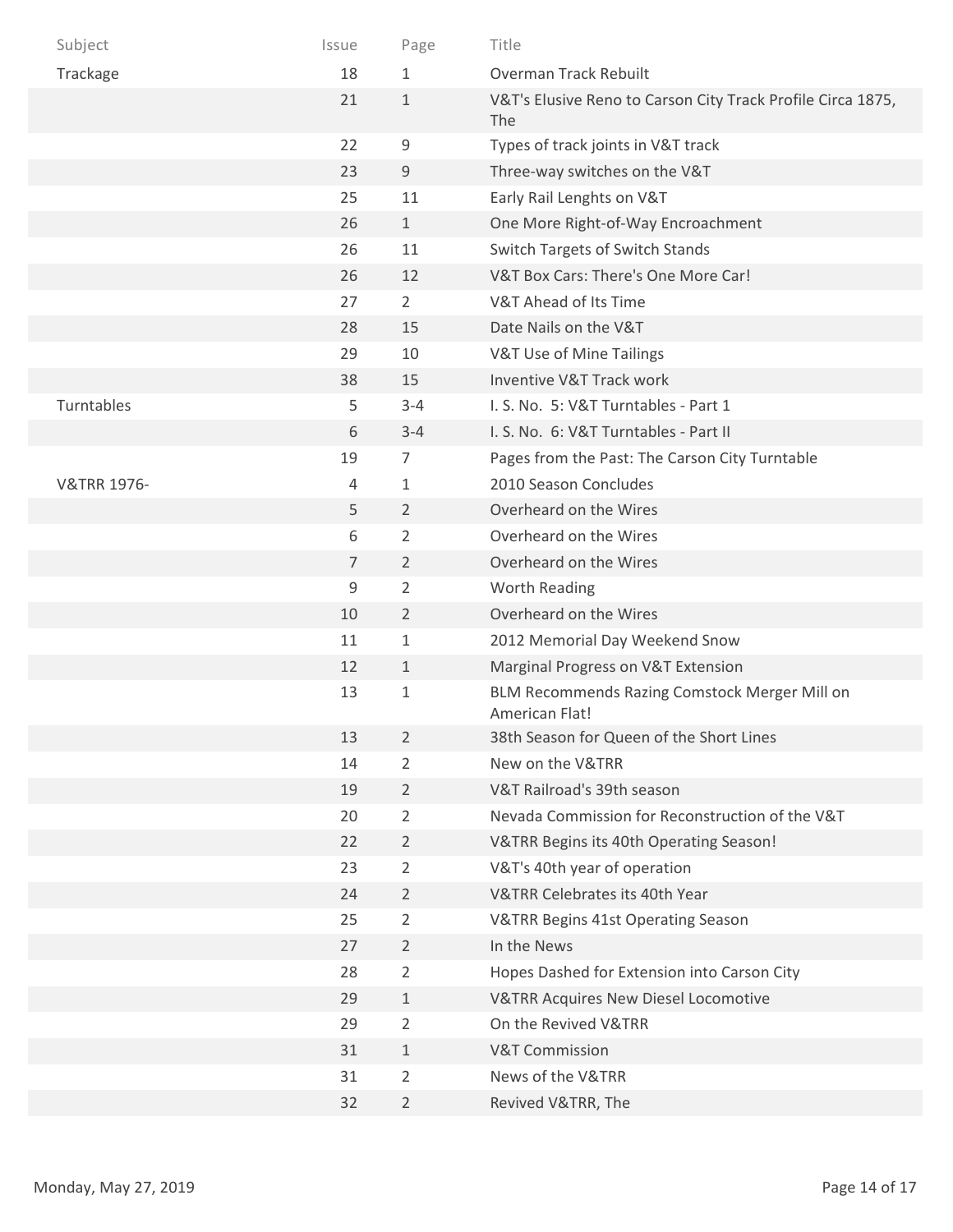| Subject | Issue | Page | Title |
|---|---|---|---|
| Trackage | 18 | 1 | Overman Track Rebuilt |
| | 21 | 1 | V&T's Elusive Reno to Carson City Track Profile Circa 1875, The |
| | 22 | 9 | Types of track joints in V&T track |
| | 23 | 9 | Three-way switches on the V&T |
| | 25 | 11 | Early Rail Lenghts on V&T |
| | 26 | 1 | One More Right-of-Way Encroachment |
| | 26 | 11 | Switch Targets of Switch Stands |
| | 26 | 12 | V&T Box Cars: There's One More Car! |
| | 27 | 2 | V&T Ahead of Its Time |
| | 28 | 15 | Date Nails on the V&T |
| | 29 | 10 | V&T Use of Mine Tailings |
| | 38 | 15 | Inventive V&T Track work |
| Turntables | 5 | 3-4 | I. S. No. 5: V&T Turntables - Part 1 |
| | 6 | 3-4 | I. S. No. 6: V&T Turntables - Part II |
| | 19 | 7 | Pages from the Past: The Carson City Turntable |
| V&TRR 1976- | 4 | 1 | 2010 Season Concludes |
| | 5 | 2 | Overheard on the Wires |
| | 6 | 2 | Overheard on the Wires |
| | 7 | 2 | Overheard on the Wires |
| | 9 | 2 | Worth Reading |
| | 10 | 2 | Overheard on the Wires |
| | 11 | 1 | 2012 Memorial Day Weekend Snow |
| | 12 | 1 | Marginal Progress on V&T Extension |
| | 13 | 1 | BLM Recommends Razing Comstock Merger Mill on American Flat! |
| | 13 | 2 | 38th Season for Queen of the Short Lines |
| | 14 | 2 | New on the V&TRR |
| | 19 | 2 | V&T Railroad's 39th season |
| | 20 | 2 | Nevada Commission for Reconstruction of the V&T |
| | 22 | 2 | V&TRR Begins its 40th Operating Season! |
| | 23 | 2 | V&T's 40th year of operation |
| | 24 | 2 | V&TRR Celebrates its 40th Year |
| | 25 | 2 | V&TRR Begins 41st Operating Season |
| | 27 | 2 | In the News |
| | 28 | 2 | Hopes Dashed for Extension into Carson City |
| | 29 | 1 | V&TRR Acquires New Diesel Locomotive |
| | 29 | 2 | On the Revived V&TRR |
| | 31 | 1 | V&T Commission |
| | 31 | 2 | News of the V&TRR |
| | 32 | 2 | Revived V&TRR, The |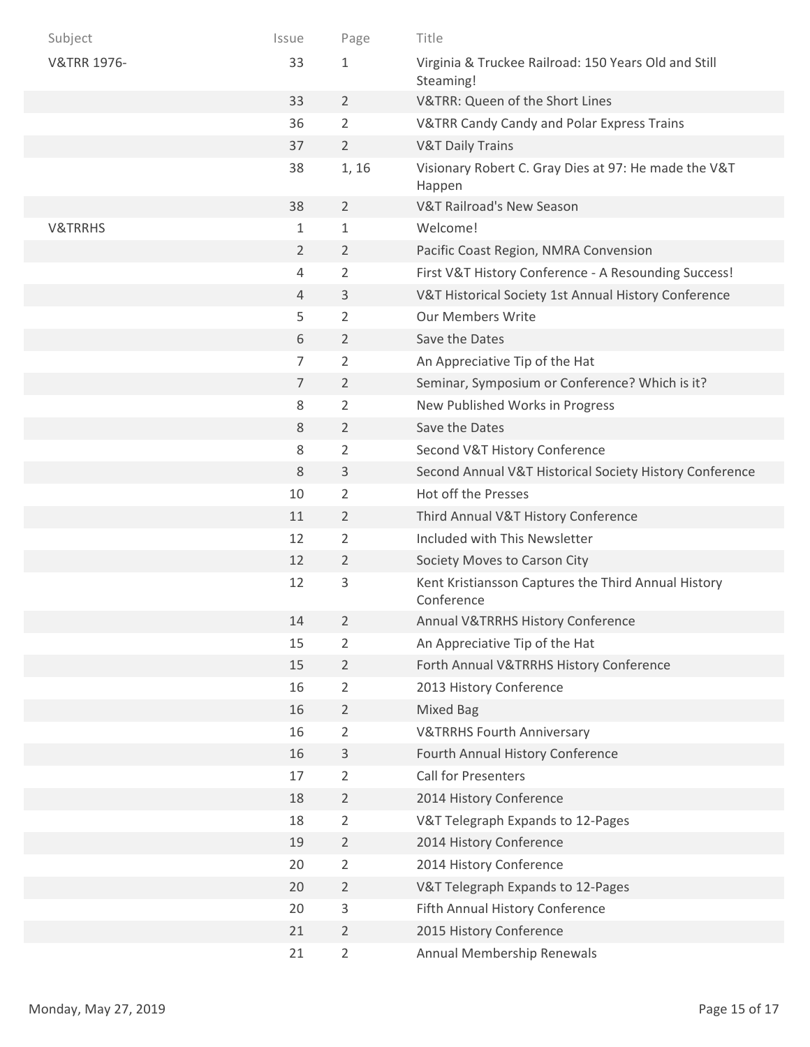| Subject | Issue | Page | Title |
|---|---|---|---|
| V&TRR 1976- | 33 | 1 | Virginia & Truckee Railroad: 150 Years Old and Still Steaming! |
| | 33 | 2 | V&TRR: Queen of the Short Lines |
| | 36 | 2 | V&TRR Candy Candy and Polar Express Trains |
| | 37 | 2 | V&T Daily Trains |
| | 38 | 1, 16 | Visionary Robert C. Gray Dies at 97: He made the V&T Happen |
| | 38 | 2 | V&T Railroad's New Season |
| V&TRRHS | 1 | 1 | Welcome! |
| | 2 | 2 | Pacific Coast Region, NMRA Convension |
| | 4 | 2 | First V&T History Conference - A Resounding Success! |
| | 4 | 3 | V&T Historical Society 1st Annual History Conference |
| | 5 | 2 | Our Members Write |
| | 6 | 2 | Save the Dates |
| | 7 | 2 | An Appreciative Tip of the Hat |
| | 7 | 2 | Seminar, Symposium or Conference? Which is it? |
| | 8 | 2 | New Published Works in Progress |
| | 8 | 2 | Save the Dates |
| | 8 | 2 | Second V&T History Conference |
| | 8 | 3 | Second Annual V&T Historical Society History Conference |
| | 10 | 2 | Hot off the Presses |
| | 11 | 2 | Third Annual V&T History Conference |
| | 12 | 2 | Included with This Newsletter |
| | 12 | 2 | Society Moves to Carson City |
| | 12 | 3 | Kent Kristiansson Captures the Third Annual History Conference |
| | 14 | 2 | Annual V&TRRHS History Conference |
| | 15 | 2 | An Appreciative Tip of the Hat |
| | 15 | 2 | Forth Annual V&TRRHS History Conference |
| | 16 | 2 | 2013 History Conference |
| | 16 | 2 | Mixed Bag |
| | 16 | 2 | V&TRRHS Fourth Anniversary |
| | 16 | 3 | Fourth Annual History Conference |
| | 17 | 2 | Call for Presenters |
| | 18 | 2 | 2014 History Conference |
| | 18 | 2 | V&T Telegraph Expands to 12-Pages |
| | 19 | 2 | 2014 History Conference |
| | 20 | 2 | 2014 History Conference |
| | 20 | 2 | V&T Telegraph Expands to 12-Pages |
| | 20 | 3 | Fifth Annual History Conference |
| | 21 | 2 | 2015 History Conference |
| | 21 | 2 | Annual Membership Renewals |

Monday, May 27, 2019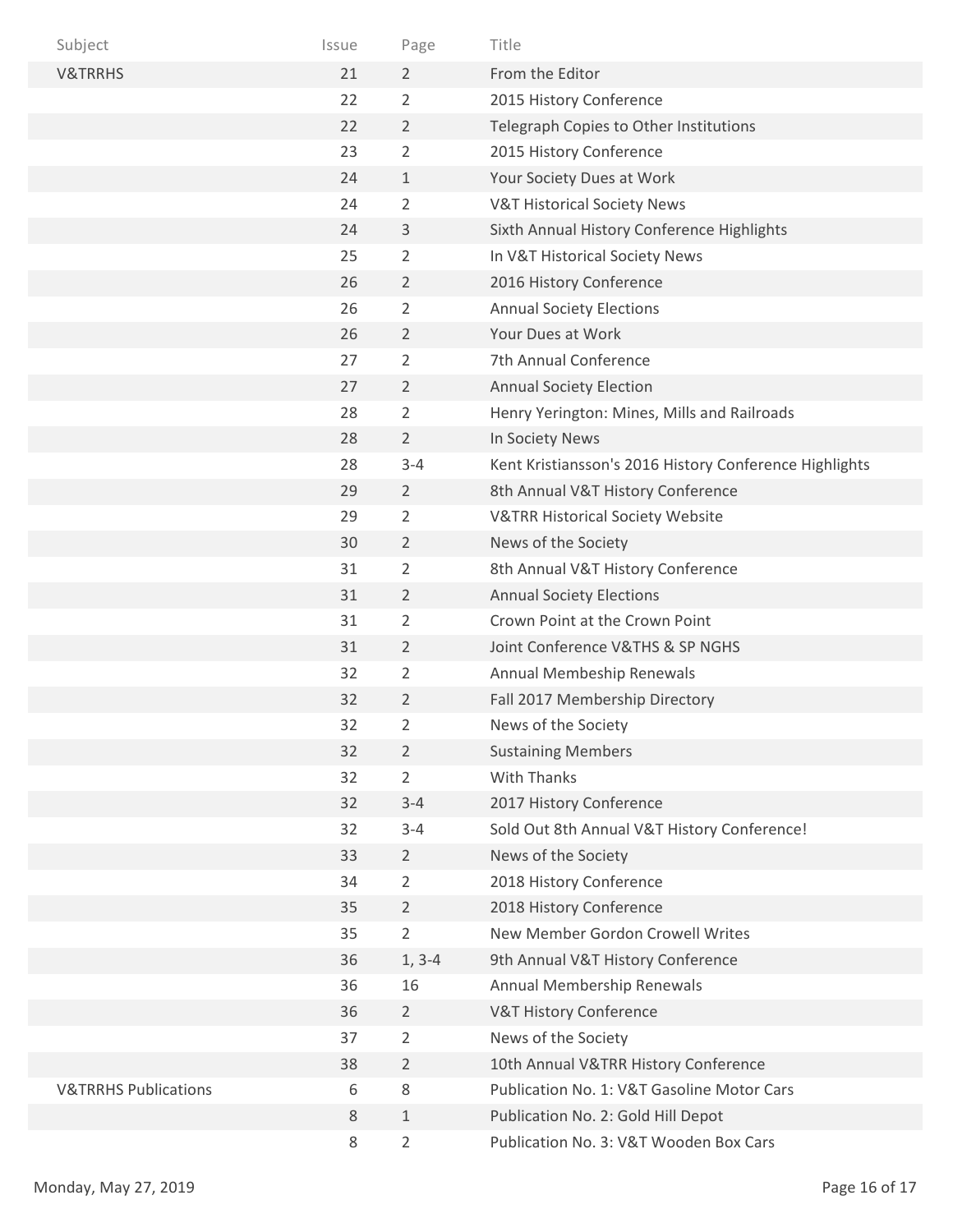| Subject | Issue | Page | Title |
|---|---|---|---|
| V&TRRHS | 21 | 2 | From the Editor |
| | 22 | 2 | 2015 History Conference |
| | 22 | 2 | Telegraph Copies to Other Institutions |
| | 23 | 2 | 2015 History Conference |
| | 24 | 1 | Your Society Dues at Work |
| | 24 | 2 | V&T Historical Society News |
| | 24 | 3 | Sixth Annual History Conference Highlights |
| | 25 | 2 | In V&T Historical Society News |
| | 26 | 2 | 2016 History Conference |
| | 26 | 2 | Annual Society Elections |
| | 26 | 2 | Your Dues at Work |
| | 27 | 2 | 7th Annual Conference |
| | 27 | 2 | Annual Society Election |
| | 28 | 2 | Henry Yerington: Mines, Mills and Railroads |
| | 28 | 2 | In Society News |
| | 28 | 3-4 | Kent Kristiansson's 2016 History Conference Highlights |
| | 29 | 2 | 8th Annual V&T History Conference |
| | 29 | 2 | V&TRR Historical Society Website |
| | 30 | 2 | News of the Society |
| | 31 | 2 | 8th Annual V&T History Conference |
| | 31 | 2 | Annual Society Elections |
| | 31 | 2 | Crown Point at the Crown Point |
| | 31 | 2 | Joint Conference V&THS & SP NGHS |
| | 32 | 2 | Annual Membeship Renewals |
| | 32 | 2 | Fall 2017 Membership Directory |
| | 32 | 2 | News of the Society |
| | 32 | 2 | Sustaining Members |
| | 32 | 2 | With Thanks |
| | 32 | 3-4 | 2017 History Conference |
| | 32 | 3-4 | Sold Out 8th Annual V&T History Conference! |
| | 33 | 2 | News of the Society |
| | 34 | 2 | 2018 History Conference |
| | 35 | 2 | 2018 History Conference |
| | 35 | 2 | New Member Gordon Crowell Writes |
| | 36 | 1, 3-4 | 9th Annual V&T History Conference |
| | 36 | 16 | Annual Membership Renewals |
| | 36 | 2 | V&T History Conference |
| | 37 | 2 | News of the Society |
| | 38 | 2 | 10th Annual V&TRR History Conference |
| V&TRRHS Publications | 6 | 8 | Publication No. 1: V&T Gasoline Motor Cars |
| | 8 | 1 | Publication No. 2: Gold Hill Depot |
| | 8 | 2 | Publication No. 3: V&T Wooden Box Cars |

Monday, May 27, 2019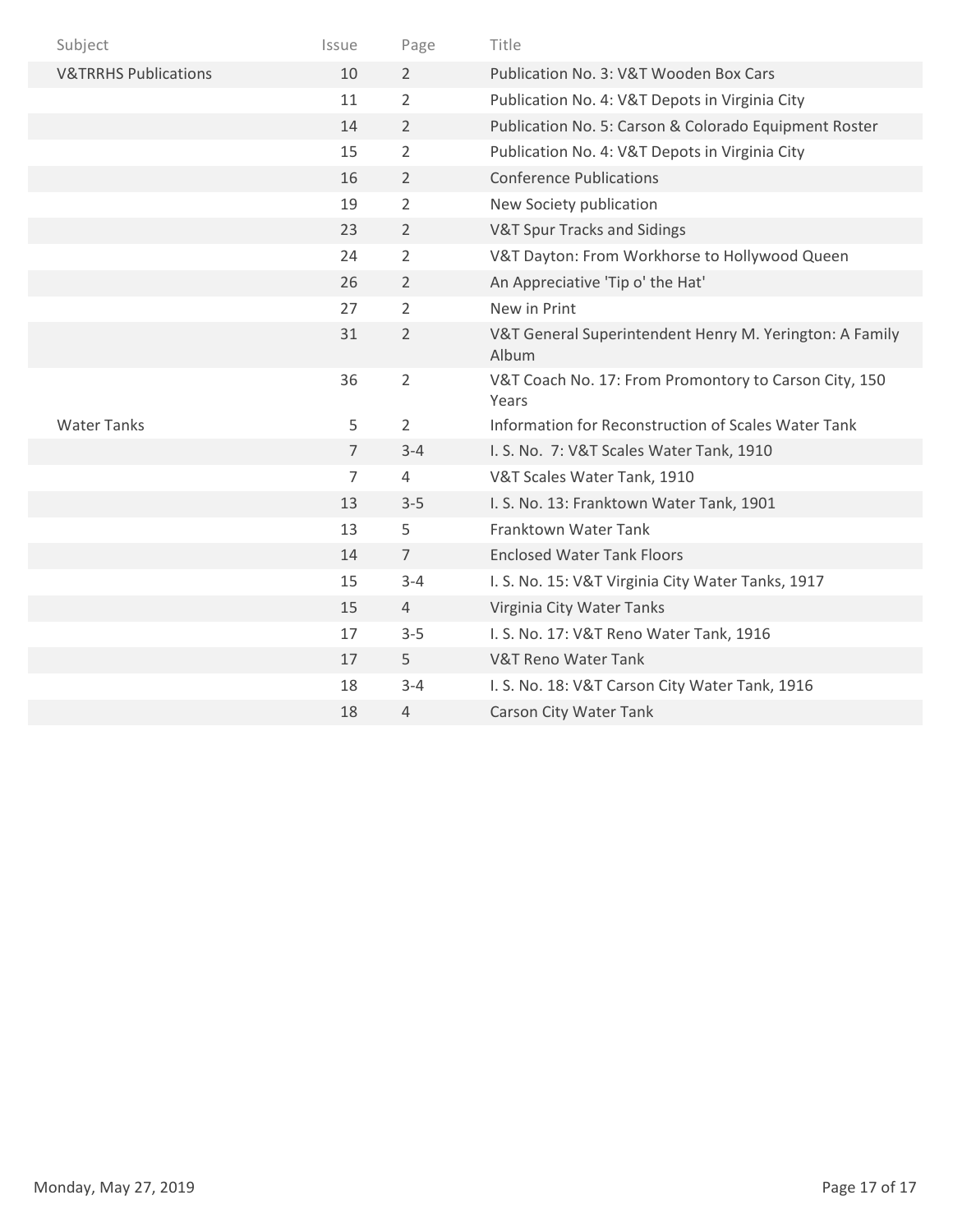| Subject | Issue | Page | Title |
|---|---|---|---|
| V&TRRHS Publications | 10 | 2 | Publication No. 3: V&T Wooden Box Cars |
| | 11 | 2 | Publication No. 4: V&T Depots in Virginia City |
| | 14 | 2 | Publication No. 5: Carson & Colorado Equipment Roster |
| | 15 | 2 | Publication No. 4: V&T Depots in Virginia City |
| | 16 | 2 | Conference Publications |
| | 19 | 2 | New Society publication |
| | 23 | 2 | V&T Spur Tracks and Sidings |
| | 24 | 2 | V&T Dayton: From Workhorse to Hollywood Queen |
| | 26 | 2 | An Appreciative 'Tip o' the Hat' |
| | 27 | 2 | New in Print |
| | 31 | 2 | V&T General Superintendent Henry M. Yerington: A Family Album |
| | 36 | 2 | V&T Coach No. 17: From Promontory to Carson City, 150 Years |
| Water Tanks | 5 | 2 | Information for Reconstruction of Scales Water Tank |
| | 7 | 3-4 | I. S. No.  7: V&T Scales Water Tank, 1910 |
| | 7 | 4 | V&T Scales Water Tank, 1910 |
| | 13 | 3-5 | I. S. No. 13: Franktown Water Tank, 1901 |
| | 13 | 5 | Franktown Water Tank |
| | 14 | 7 | Enclosed Water Tank Floors |
| | 15 | 3-4 | I. S. No. 15: V&T Virginia City Water Tanks, 1917 |
| | 15 | 4 | Virginia City Water Tanks |
| | 17 | 3-5 | I. S. No. 17: V&T Reno Water Tank, 1916 |
| | 17 | 5 | V&T Reno Water Tank |
| | 18 | 3-4 | I. S. No. 18: V&T Carson City Water Tank, 1916 |
| | 18 | 4 | Carson City Water Tank |

Monday, May 27, 2019